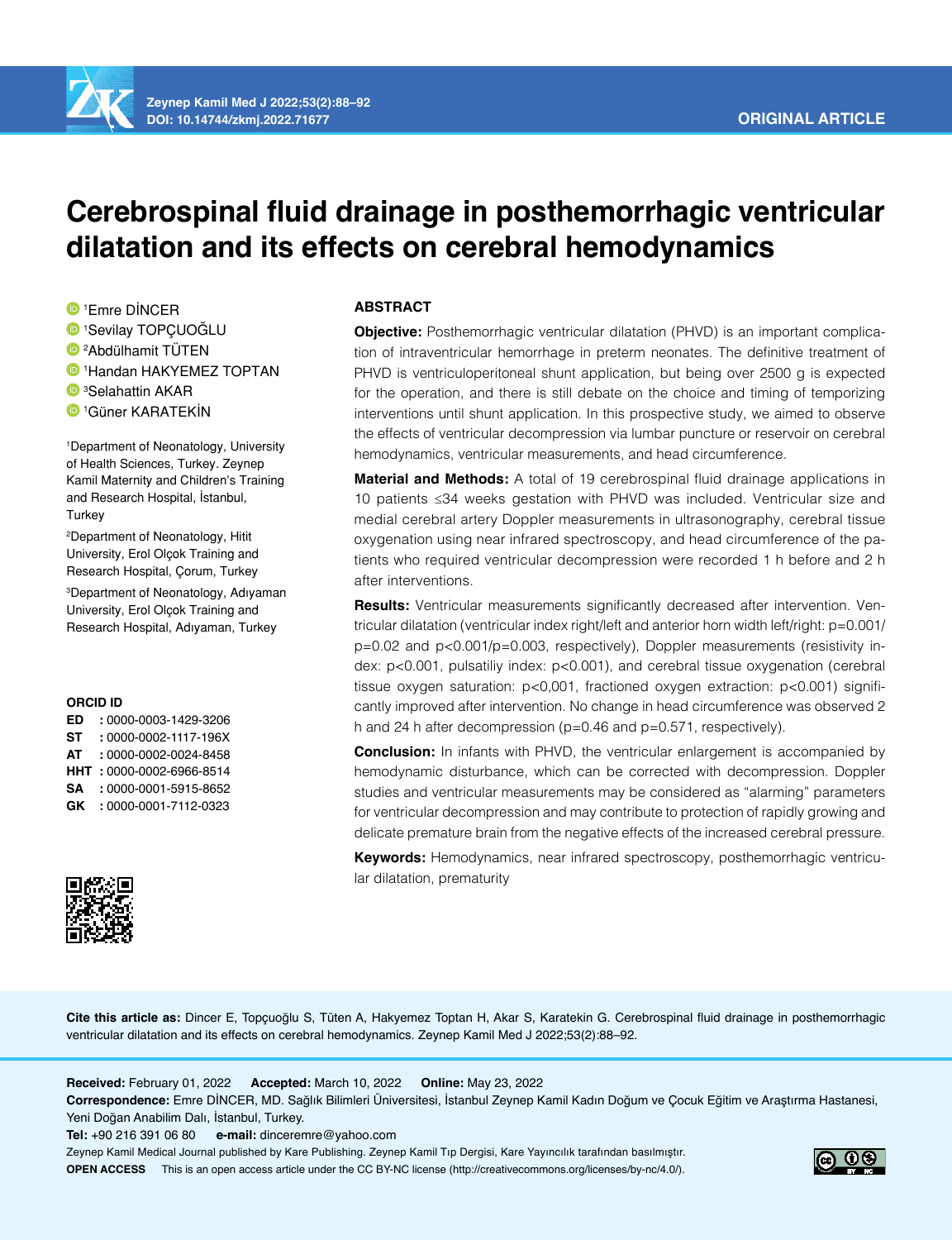ORIGINAL ARTICLE

# Cerebrospinal fluid drainage in posthemorrhagic ventricular dilatation and its effects on cerebral hemodynamics

[1]Emre DİNCER
[1]Sevilay TOPÇUOĞLU
[2]Abdülhamit TÜTEN
[1]Handan HAKYEMEZ TOPTAN
[3]Selahattin AKAR
[1]Güner KARATEKİN

[1]Department of Neonatology, University of Health Sciences, Turkey. Zeynep Kamil Maternity and Children's Training and Research Hospital, İstanbul, Turkey

[2]Department of Neonatology, Hitit University, Erol Olçok Training and Research Hospital, Çorum, Turkey

[3]Department of Neonatology, Adıyaman University, Erol Olçok Training and Research Hospital, Adıyaman, Turkey

**ORCID ID**

**ED** : 0000-0003-1429-3206
**ST** : 0000-0002-1117-196X
**AT** : 0000-0002-0024-8458
**HHT** : 0000-0002-6966-8514
**SA** : 0000-0001-5915-8652
**GK** : 0000-0001-7112-0323

## ABSTRACT

**Objective:** Posthemorrhagic ventricular dilatation (PHVD) is an important complication of intraventricular hemorrhage in preterm neonates. The definitive treatment of PHVD is ventriculoperitoneal shunt application, but being over 2500 g is expected for the operation, and there is still debate on the choice and timing of temporizing interventions until shunt application. In this prospective study, we aimed to observe the effects of ventricular decompression via lumbar puncture or reservoir on cerebral hemodynamics, ventricular measurements, and head circumference.

**Material and Methods:** A total of 19 cerebrospinal fluid drainage applications in 10 patients ≤34 weeks gestation with PHVD was included. Ventricular size and medial cerebral artery Doppler measurements in ultrasonography, cerebral tissue oxygenation using near infrared spectroscopy, and head circumference of the patients who required ventricular decompression were recorded 1 h before and 2 h after interventions.

**Results:** Ventricular measurements significantly decreased after intervention. Ventricular dilatation (ventricular index right/left and anterior horn width left/right: $p=0.001/p=0.02$ and $p<0.001/p=0.003$, respectively), Doppler measurements (resistivity index: $p<0.001$, pulsatiliy index: $p<0.001$), and cerebral tissue oxygenation (cerebral tissue oxygen saturation: $p<0,001$, fractioned oxygen extraction: $p<0.001$) significantly improved after intervention. No change in head circumference was observed 2 h and 24 h after decompression ($p=0.46$ and $p=0.571$, respectively).

**Conclusion:** In infants with PHVD, the ventricular enlargement is accompanied by hemodynamic disturbance, which can be corrected with decompression. Doppler studies and ventricular measurements may be considered as "alarming" parameters for ventricular decompression and may contribute to protection of rapidly growing and delicate premature brain from the negative effects of the increased cerebral pressure.

**Keywords:** Hemodynamics, near infrared spectroscopy, posthemorrhagic ventricular dilatation, prematurity

**Cite this article as:** Dincer E, Topçuoğlu S, Tüten A, Hakyemez Toptan H, Akar S, Karatekin G. Cerebrospinal fluid drainage in posthemorrhagic ventricular dilatation and its effects on cerebral hemodynamics. Zeynep Kamil Med J 2022;53(2):88–92.

**Received:** February 01, 2022 **Accepted:** March 10, 2022 **Online:** May 23, 2022

**Correspondence:** Emre DİNCER, MD. Sağlık Bilimleri Üniversitesi, İstanbul Zeynep Kamil Kadın Doğum ve Çocuk Eğitim ve Araştırma Hastanesi, Yeni Doğan Anabilim Dalı, İstanbul, Turkey.

**Tel:** +90 216 391 06 80 **e-mail:** dinceremre@yahoo.com

Zeynep Kamil Medical Journal published by Kare Publishing. Zeynep Kamil Tıp Dergisi, Kare Yayıncılık tarafından basılmıştır.

**OPEN ACCESS** This is an open access article under the CC BY-NC license (http://creativecommons.org/licenses/by-nc/4.0/).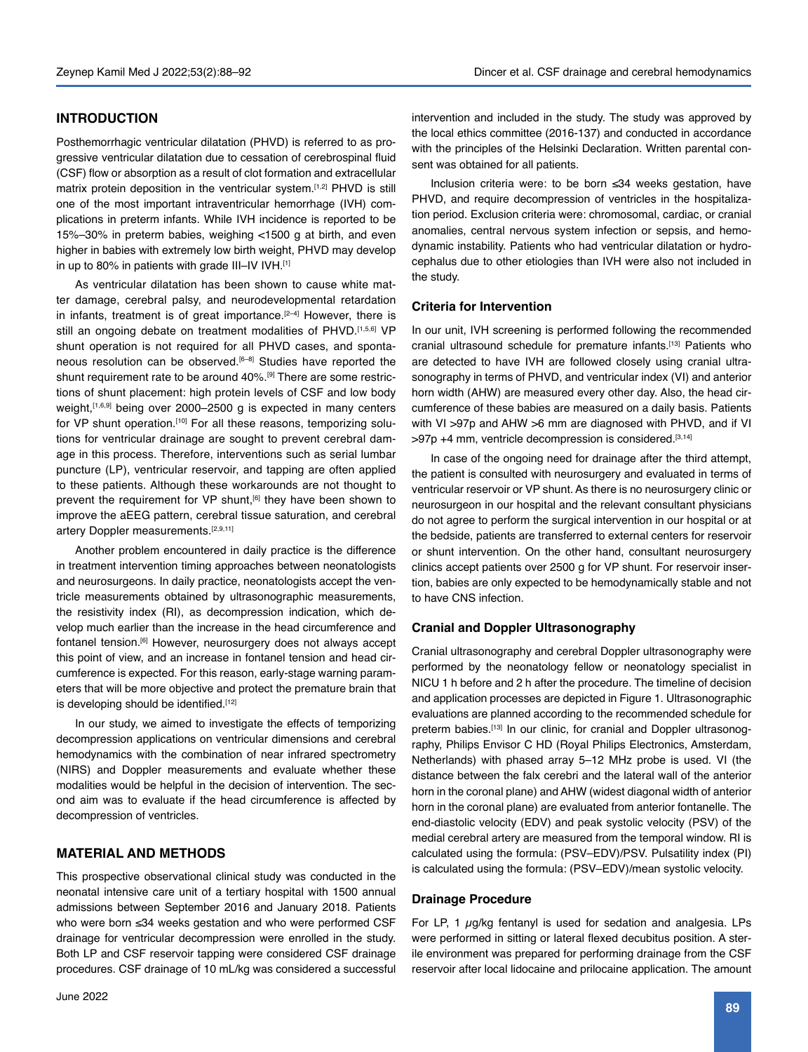## INTRODUCTION

Posthemorrhagic ventricular dilatation (PHVD) is referred to as progressive ventricular dilatation due to cessation of cerebrospinal fluid (CSF) flow or absorption as a result of clot formation and extracellular matrix protein deposition in the ventricular system.[1,2] PHVD is still one of the most important intraventricular hemorrhage (IVH) complications in preterm infants. While IVH incidence is reported to be 15%–30% in preterm babies, weighing <1500 g at birth, and even higher in babies with extremely low birth weight, PHVD may develop in up to 80% in patients with grade III–IV IVH.[1]

As ventricular dilatation has been shown to cause white matter damage, cerebral palsy, and neurodevelopmental retardation in infants, treatment is of great importance.[2–4] However, there is still an ongoing debate on treatment modalities of PHVD.[1,5,6] VP shunt operation is not required for all PHVD cases, and spontaneous resolution can be observed.[6–8] Studies have reported the shunt requirement rate to be around 40%.[9] There are some restrictions of shunt placement: high protein levels of CSF and low body weight,[1,6,9] being over 2000–2500 g is expected in many centers for VP shunt operation.[10] For all these reasons, temporizing solutions for ventricular drainage are sought to prevent cerebral damage in this process. Therefore, interventions such as serial lumbar puncture (LP), ventricular reservoir, and tapping are often applied to these patients. Although these workarounds are not thought to prevent the requirement for VP shunt,[6] they have been shown to improve the aEEG pattern, cerebral tissue saturation, and cerebral artery Doppler measurements.[2,9,11]

Another problem encountered in daily practice is the difference in treatment intervention timing approaches between neonatologists and neurosurgeons. In daily practice, neonatologists accept the ventricle measurements obtained by ultrasonographic measurements, the resistivity index (RI), as decompression indication, which develop much earlier than the increase in the head circumference and fontanel tension.[6] However, neurosurgery does not always accept this point of view, and an increase in fontanel tension and head circumference is expected. For this reason, early-stage warning parameters that will be more objective and protect the premature brain that is developing should be identified.[12]

In our study, we aimed to investigate the effects of temporizing decompression applications on ventricular dimensions and cerebral hemodynamics with the combination of near infrared spectrometry (NIRS) and Doppler measurements and evaluate whether these modalities would be helpful in the decision of intervention. The second aim was to evaluate if the head circumference is affected by decompression of ventricles.

## MATERIAL AND METHODS

This prospective observational clinical study was conducted in the neonatal intensive care unit of a tertiary hospital with 1500 annual admissions between September 2016 and January 2018. Patients who were born ≤34 weeks gestation and who were performed CSF drainage for ventricular decompression were enrolled in the study. Both LP and CSF reservoir tapping were considered CSF drainage procedures. CSF drainage of 10 mL/kg was considered a successful intervention and included in the study. The study was approved by the local ethics committee (2016-137) and conducted in accordance with the principles of the Helsinki Declaration. Written parental consent was obtained for all patients.

Inclusion criteria were: to be born ≤34 weeks gestation, have PHVD, and require decompression of ventricles in the hospitalization period. Exclusion criteria were: chromosomal, cardiac, or cranial anomalies, central nervous system infection or sepsis, and hemodynamic instability. Patients who had ventricular dilatation or hydrocephalus due to other etiologies than IVH were also not included in the study.

### Criteria for Intervention

In our unit, IVH screening is performed following the recommended cranial ultrasound schedule for premature infants.[13] Patients who are detected to have IVH are followed closely using cranial ultrasonography in terms of PHVD, and ventricular index (VI) and anterior horn width (AHW) are measured every other day. Also, the head circumference of these babies are measured on a daily basis. Patients with VI >97p and AHW >6 mm are diagnosed with PHVD, and if VI >97p +4 mm, ventricle decompression is considered.[3,14]

In case of the ongoing need for drainage after the third attempt, the patient is consulted with neurosurgery and evaluated in terms of ventricular reservoir or VP shunt. As there is no neurosurgery clinic or neurosurgeon in our hospital and the relevant consultant physicians do not agree to perform the surgical intervention in our hospital or at the bedside, patients are transferred to external centers for reservoir or shunt intervention. On the other hand, consultant neurosurgery clinics accept patients over 2500 g for VP shunt. For reservoir insertion, babies are only expected to be hemodynamically stable and not to have CNS infection.

### Cranial and Doppler Ultrasonography

Cranial ultrasonography and cerebral Doppler ultrasonography were performed by the neonatology fellow or neonatology specialist in NICU 1 h before and 2 h after the procedure. The timeline of decision and application processes are depicted in Figure 1. Ultrasonographic evaluations are planned according to the recommended schedule for preterm babies.[13] In our clinic, for cranial and Doppler ultrasonography, Philips Envisor C HD (Royal Philips Electronics, Amsterdam, Netherlands) with phased array 5–12 MHz probe is used. VI (the distance between the falx cerebri and the lateral wall of the anterior horn in the coronal plane) and AHW (widest diagonal width of anterior horn in the coronal plane) are evaluated from anterior fontanelle. The end-diastolic velocity (EDV) and peak systolic velocity (PSV) of the medial cerebral artery are measured from the temporal window. RI is calculated using the formula: (PSV–EDV)/PSV. Pulsatility index (PI) is calculated using the formula: (PSV–EDV)/mean systolic velocity.

### Drainage Procedure

For LP, 1 $\mu$g/kg fentanyl is used for sedation and analgesia. LPs were performed in sitting or lateral flexed decubitus position. A sterile environment was prepared for performing drainage from the CSF reservoir after local lidocaine and prilocaine application. The amount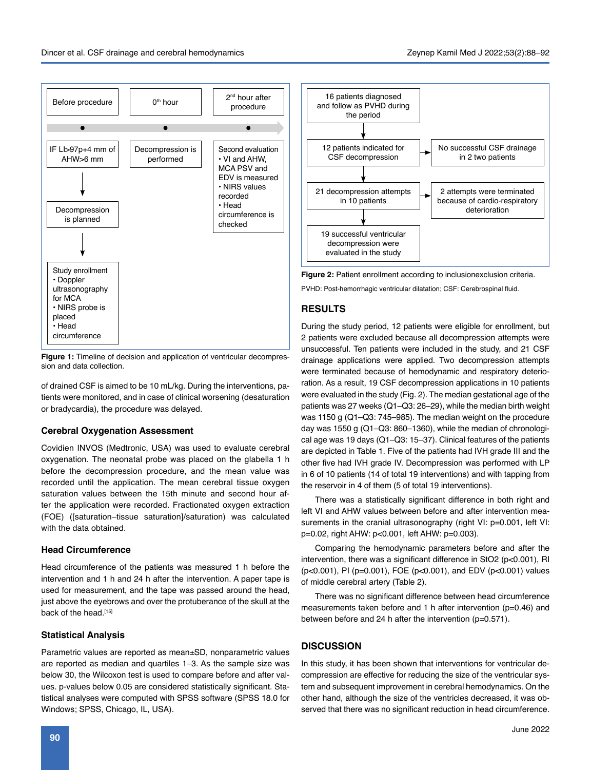Before procedure

0th hour

2nd hour after procedure

IF LI>97p+4 mm of AHW>6 mm

Decompression is planned

Study enrollment
• Doppler ultrasonography for MCA
• NIRS probe is placed
• Head circumference

Decompression is performed

Second evaluation
• VI and AHW, MCA PSV and EDV is measured
• NIRS values recorded
• Head circumference is checked

**Figure 1:** Timeline of decision and application of ventricular decompression and data collection.

of drained CSF is aimed to be 10 mL/kg. During the interventions, patients were monitored, and in case of clinical worsening (desaturation or bradycardia), the procedure was delayed.

### Cerebral Oxygenation Assessment

Covidien INVOS (Medtronic, USA) was used to evaluate cerebral oxygenation. The neonatal probe was placed on the glabella 1 h before the decompression procedure, and the mean value was recorded until the application. The mean cerebral tissue oxygen saturation values between the 15th minute and second hour after the application were recorded. Fractionated oxygen extraction (FOE) ([saturation–tissue saturation]/saturation) was calculated with the data obtained.

### Head Circumference

Head circumference of the patients was measured 1 h before the intervention and 1 h and 24 h after the intervention. A paper tape is used for measurement, and the tape was passed around the head, just above the eyebrows and over the protuberance of the skull at the back of the head.[15]

### Statistical Analysis

Parametric values are reported as mean±SD, nonparametric values are reported as median and quartiles 1–3. As the sample size was below 30, the Wilcoxon test is used to compare before and after values. p-values below 0.05 are considered statistically significant. Statistical analyses were computed with SPSS software (SPSS 18.0 for Windows; SPSS, Chicago, IL, USA).

16 patients diagnosed and follow as PVHD during the period

12 patients indicated for CSF decompression

No successful CSF drainage in 2 two patients

21 decompression attempts in 10 patients

2 attempts were terminated because of cardio-respiratory deterioration

19 successful ventricular decompression were evaluated in the study

**Figure 2:** Patient enrollment according to inclusionexclusion criteria.

PVHD: Post-hemorrhagic ventricular dilatation; CSF: Cerebrospinal fluid.

## RESULTS

During the study period, 12 patients were eligible for enrollment, but 2 patients were excluded because all decompression attempts were unsuccessful. Ten patients were included in the study, and 21 CSF drainage applications were applied. Two decompression attempts were terminated because of hemodynamic and respiratory deterioration. As a result, 19 CSF decompression applications in 10 patients were evaluated in the study (Fig. 2). The median gestational age of the patients was 27 weeks (Q1–Q3: 26–29), while the median birth weight was 1150 g (Q1–Q3: 745–985). The median weight on the procedure day was 1550 g (Q1–Q3: 860–1360), while the median of chronological age was 19 days (Q1–Q3: 15–37). Clinical features of the patients are depicted in Table 1. Five of the patients had IVH grade III and the other five had IVH grade IV. Decompression was performed with LP in 6 of 10 patients (14 of total 19 interventions) and with tapping from the reservoir in 4 of them (5 of total 19 interventions).

There was a statistically significant difference in both right and left VI and AHW values between before and after intervention measurements in the cranial ultrasonography (right VI: p=0.001, left VI: p=0.02, right AHW: p<0.001, left AHW: p=0.003).

Comparing the hemodynamic parameters before and after the intervention, there was a significant difference in StO2 (p<0.001), RI (p<0.001), PI (p=0.001), FOE (p<0.001), and EDV (p<0.001) values of middle cerebral artery (Table 2).

There was no significant difference between head circumference measurements taken before and 1 h after intervention (p=0.46) and between before and 24 h after the intervention (p=0.571).

## DISCUSSION

In this study, it has been shown that interventions for ventricular decompression are effective for reducing the size of the ventricular system and subsequent improvement in cerebral hemodynamics. On the other hand, although the size of the ventricles decreased, it was observed that there was no significant reduction in head circumference.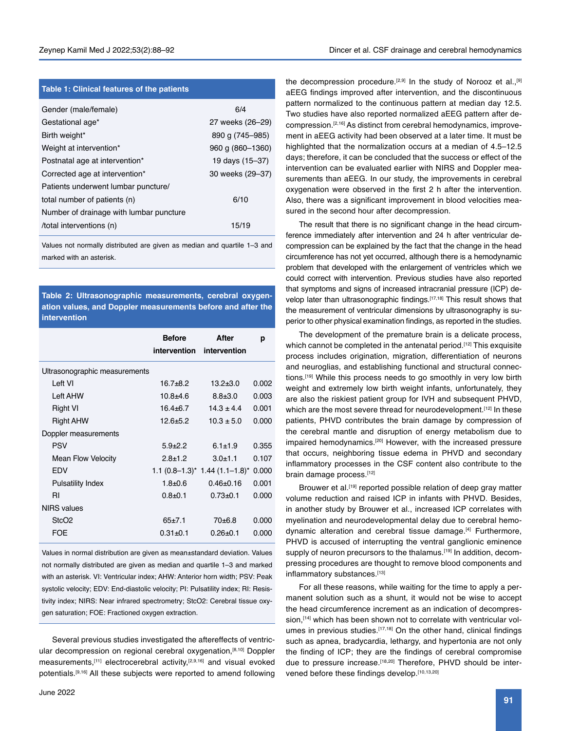**Table 1: Clinical features of the patients**

| | |
|---|---|
| Gender (male/female) | 6/4 |
| Gestational age* | 27 weeks (26–29) |
| Birth weight* | 890 g (745–985) |
| Weight at intervention* | 960 g (860–1360) |
| Postnatal age at intervention* | 19 days (15–37) |
| Corrected age at intervention* | 30 weeks (29–37) |
| Patients underwent lumbar puncture/ total number of patients (n) | 6/10 |
| Number of drainage with lumbar puncture /total interventions (n) | 15/19 |

Values not normally distributed are given as median and quartile 1–3 and marked with an asterisk.

**Table 2: Ultrasonographic measurements, cerebral oxygenation values, and Doppler measurements before and after the intervention**

| | Before intervention | After intervention | p |
|---|---|---|---|
| Ultrasonographic measurements | | | |
| Left VI | 16.7±8.2 | 13.2±3.0 | 0.002 |
| Left AHW | 10.8±4.6 | 8.8±3.0 | 0.003 |
| Right VI | 16.4±6.7 | 14.3 ± 4.4 | 0.001 |
| Right AHW | 12.6±5.2 | 10.3 ± 5.0 | 0.000 |
| Doppler measurements | | | |
| PSV | 5.9±2.2 | 6.1±1.9 | 0.355 |
| Mean Flow Velocity | 2.8±1.2 | 3.0±1.1 | 0.107 |
| EDV | 1.1 (0.8–1.3)* | 1.44 (1.1–1.8)* | 0.000 |
| Pulsatility Index | 1.8±0.6 | 0.46±0.16 | 0.001 |
| RI | 0.8±0.1 | 0.73±0.1 | 0.000 |
| NIRS values | | | |
| StcO2 | 65±7.1 | 70±6.8 | 0.000 |
| FOE | 0.31±0.1 | 0.26±0.1 | 0.000 |

Values in normal distribution are given as mean±standard deviation. Values not normally distributed are given as median and quartile 1–3 and marked with an asterisk. VI: Ventricular index; AHW: Anterior horn width; PSV: Peak systolic velocity; EDV: End-diastolic velocity; PI: Pulsatility index; RI: Resistivity index; NIRS: Near infrared spectrometry; StcO2: Cerebral tissue oxygen saturation; FOE: Fractioned oxygen extraction.

Several previous studies investigated the aftereffects of ventricular decompression on regional cerebral oxygenation,[8,10] Doppler measurements,[11] electrocerebral activity,[2,9,16] and visual evoked potentials.[9,16] All these subjects were reported to amend following the decompression procedure.[2,9] In the study of Norooz et al.,[9] aEEG findings improved after intervention, and the discontinuous pattern normalized to the continuous pattern at median day 12.5. Two studies have also reported normalized aEEG pattern after decompression.[2,16] As distinct from cerebral hemodynamics, improvement in aEEG activity had been observed at a later time. It must be highlighted that the normalization occurs at a median of 4.5–12.5 days; therefore, it can be concluded that the success or effect of the intervention can be evaluated earlier with NIRS and Doppler measurements than aEEG. In our study, the improvements in cerebral oxygenation were observed in the first 2 h after the intervention. Also, there was a significant improvement in blood velocities measured in the second hour after decompression.

The result that there is no significant change in the head circumference immediately after intervention and 24 h after ventricular decompression can be explained by the fact that the change in the head circumference has not yet occurred, although there is a hemodynamic problem that developed with the enlargement of ventricles which we could correct with intervention. Previous studies have also reported that symptoms and signs of increased intracranial pressure (ICP) develop later than ultrasonographic findings.[17,18] This result shows that the measurement of ventricular dimensions by ultrasonography is superior to other physical examination findings, as reported in the studies.

The development of the premature brain is a delicate process, which cannot be completed in the antenatal period.[12] This exquisite process includes origination, migration, differentiation of neurons and neuroglias, and establishing functional and structural connections.[19] While this process needs to go smoothly in very low birth weight and extremely low birth weight infants, unfortunately, they are also the riskiest patient group for IVH and subsequent PHVD, which are the most severe thread for neurodevelopment.[12] In these patients, PHVD contributes the brain damage by compression of the cerebral mantle and disruption of energy metabolism due to impaired hemodynamics.[20] However, with the increased pressure that occurs, neighboring tissue edema in PHVD and secondary inflammatory processes in the CSF content also contribute to the brain damage process.[12]

Brouwer et al.[19] reported possible relation of deep gray matter volume reduction and raised ICP in infants with PHVD. Besides, in another study by Brouwer et al., increased ICP correlates with myelination and neurodevelopmental delay due to cerebral hemodynamic alteration and cerebral tissue damage.[4] Furthermore, PHVD is accused of interrupting the ventral ganglionic eminence supply of neuron precursors to the thalamus.[19] In addition, decompressing procedures are thought to remove blood components and inflammatory substances.[13]

For all these reasons, while waiting for the time to apply a permanent solution such as a shunt, it would not be wise to accept the head circumference increment as an indication of decompression,[14] which has been shown not to correlate with ventricular volumes in previous studies.[17,18] On the other hand, clinical findings such as apnea, bradycardia, lethargy, and hypertonia are not only the finding of ICP; they are the findings of cerebral compromise due to pressure increase.[18,20] Therefore, PHVD should be intervened before these findings develop.[10,13,20]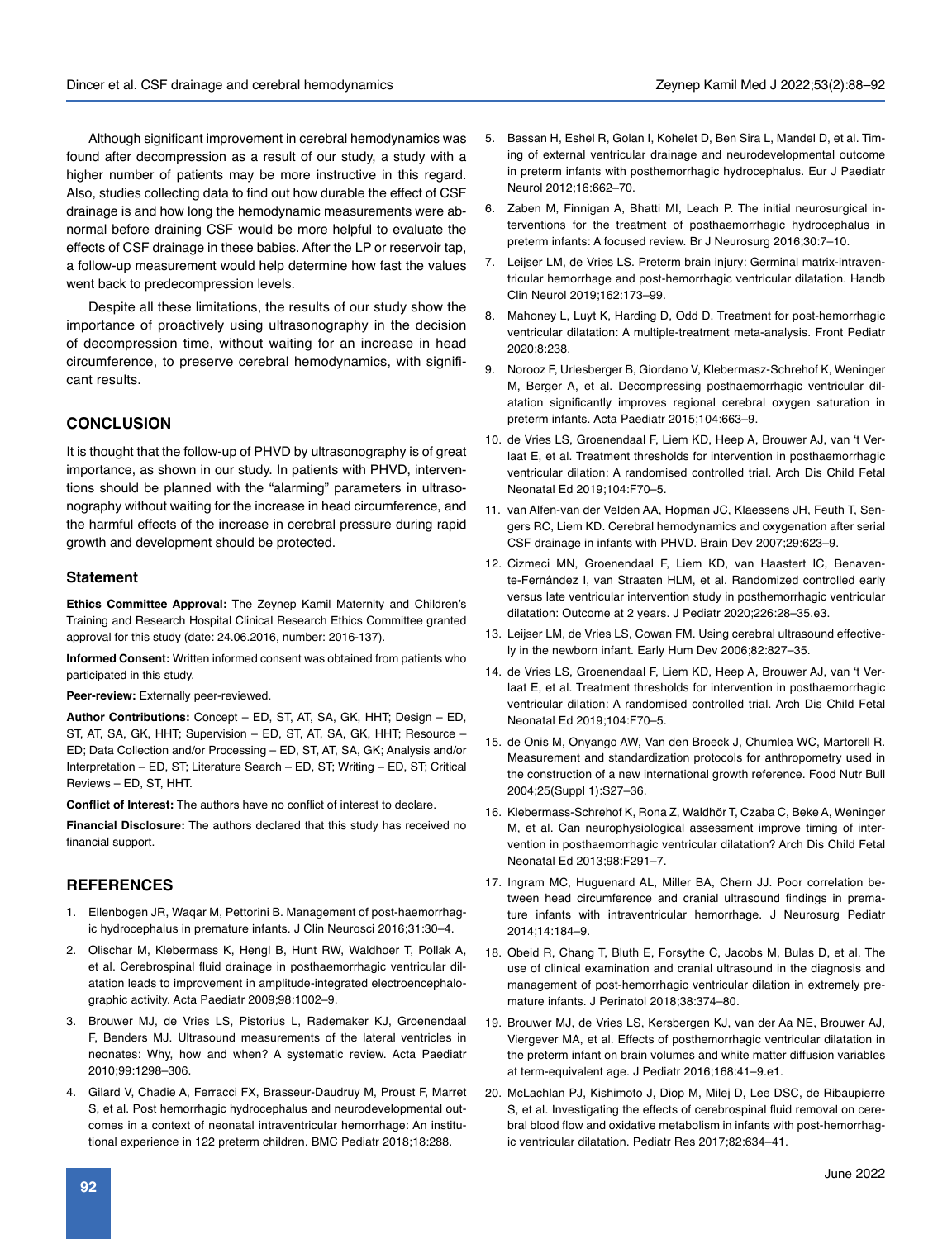Although significant improvement in cerebral hemodynamics was found after decompression as a result of our study, a study with a higher number of patients may be more instructive in this regard. Also, studies collecting data to find out how durable the effect of CSF drainage is and how long the hemodynamic measurements were abnormal before draining CSF would be more helpful to evaluate the effects of CSF drainage in these babies. After the LP or reservoir tap, a follow-up measurement would help determine how fast the values went back to predecompression levels.

Despite all these limitations, the results of our study show the importance of proactively using ultrasonography in the decision of decompression time, without waiting for an increase in head circumference, to preserve cerebral hemodynamics, with significant results.

## CONCLUSION

It is thought that the follow-up of PHVD by ultrasonography is of great importance, as shown in our study. In patients with PHVD, interventions should be planned with the "alarming" parameters in ultrasonography without waiting for the increase in head circumference, and the harmful effects of the increase in cerebral pressure during rapid growth and development should be protected.

### Statement

**Ethics Committee Approval:** The Zeynep Kamil Maternity and Children's Training and Research Hospital Clinical Research Ethics Committee granted approval for this study (date: 24.06.2016, number: 2016-137).

**Informed Consent:** Written informed consent was obtained from patients who participated in this study.

**Peer-review:** Externally peer-reviewed.

**Author Contributions:** Concept – ED, ST, AT, SA, GK, HHT; Design – ED, ST, AT, SA, GK, HHT; Supervision – ED, ST, AT, SA, GK, HHT; Resource – ED; Data Collection and/or Processing – ED, ST, AT, SA, GK; Analysis and/or Interpretation – ED, ST; Literature Search – ED, ST; Writing – ED, ST; Critical Reviews – ED, ST, HHT.

**Conflict of Interest:** The authors have no conflict of interest to declare.

**Financial Disclosure:** The authors declared that this study has received no financial support.

## REFERENCES

1. Ellenbogen JR, Waqar M, Pettorini B. Management of post-haemorrhagic hydrocephalus in premature infants. J Clin Neurosci 2016;31:30–4.
2. Olischar M, Klebermass K, Hengl B, Hunt RW, Waldhoer T, Pollak A, et al. Cerebrospinal fluid drainage in posthaemorrhagic ventricular dilatation leads to improvement in amplitude-integrated electroencephalographic activity. Acta Paediatr 2009;98:1002–9.
3. Brouwer MJ, de Vries LS, Pistorius L, Rademaker KJ, Groenendaal F, Benders MJ. Ultrasound measurements of the lateral ventricles in neonates: Why, how and when? A systematic review. Acta Paediatr 2010;99:1298–306.
4. Gilard V, Chadie A, Ferracci FX, Brasseur-Daudruy M, Proust F, Marret S, et al. Post hemorrhagic hydrocephalus and neurodevelopmental outcomes in a context of neonatal intraventricular hemorrhage: An institutional experience in 122 preterm children. BMC Pediatr 2018;18:288.
5. Bassan H, Eshel R, Golan I, Kohelet D, Ben Sira L, Mandel D, et al. Timing of external ventricular drainage and neurodevelopmental outcome in preterm infants with posthemorrhagic hydrocephalus. Eur J Paediatr Neurol 2012;16:662–70.
6. Zaben M, Finnigan A, Bhatti MI, Leach P. The initial neurosurgical interventions for the treatment of posthaemorrhagic hydrocephalus in preterm infants: A focused review. Br J Neurosurg 2016;30:7–10.
7. Leijser LM, de Vries LS. Preterm brain injury: Germinal matrix-intraventricular hemorrhage and post-hemorrhagic ventricular dilatation. Handb Clin Neurol 2019;162:173–99.
8. Mahoney L, Luyt K, Harding D, Odd D. Treatment for post-hemorrhagic ventricular dilatation: A multiple-treatment meta-analysis. Front Pediatr 2020;8:238.
9. Norooz F, Urlesberger B, Giordano V, Klebermasz-Schrehof K, Weninger M, Berger A, et al. Decompressing posthaemorrhagic ventricular dilatation significantly improves regional cerebral oxygen saturation in preterm infants. Acta Paediatr 2015;104:663–9.
10. de Vries LS, Groenendaal F, Liem KD, Heep A, Brouwer AJ, van 't Verlaat E, et al. Treatment thresholds for intervention in posthaemorrhagic ventricular dilation: A randomised controlled trial. Arch Dis Child Fetal Neonatal Ed 2019;104:F70–5.
11. van Alfen-van der Velden AA, Hopman JC, Klaessens JH, Feuth T, Sengers RC, Liem KD. Cerebral hemodynamics and oxygenation after serial CSF drainage in infants with PHVD. Brain Dev 2007;29:623–9.
12. Cizmeci MN, Groenendaal F, Liem KD, van Haastert IC, Benavente-Fernández I, van Straaten HLM, et al. Randomized controlled early versus late ventricular intervention study in posthemorrhagic ventricular dilatation: Outcome at 2 years. J Pediatr 2020;226:28–35.e3.
13. Leijser LM, de Vries LS, Cowan FM. Using cerebral ultrasound effectively in the newborn infant. Early Hum Dev 2006;82:827–35.
14. de Vries LS, Groenendaal F, Liem KD, Heep A, Brouwer AJ, van 't Verlaat E, et al. Treatment thresholds for intervention in posthaemorrhagic ventricular dilation: A randomised controlled trial. Arch Dis Child Fetal Neonatal Ed 2019;104:F70–5.
15. de Onis M, Onyango AW, Van den Broeck J, Chumlea WC, Martorell R. Measurement and standardization protocols for anthropometry used in the construction of a new international growth reference. Food Nutr Bull 2004;25(Suppl 1):S27–36.
16. Klebermass-Schrehof K, Rona Z, Waldhör T, Czaba C, Beke A, Weninger M, et al. Can neurophysiological assessment improve timing of intervention in posthaemorrhagic ventricular dilatation? Arch Dis Child Fetal Neonatal Ed 2013;98:F291–7.
17. Ingram MC, Huguenard AL, Miller BA, Chern JJ. Poor correlation between head circumference and cranial ultrasound findings in premature infants with intraventricular hemorrhage. J Neurosurg Pediatr 2014;14:184–9.
18. Obeid R, Chang T, Bluth E, Forsythe C, Jacobs M, Bulas D, et al. The use of clinical examination and cranial ultrasound in the diagnosis and management of post-hemorrhagic ventricular dilation in extremely premature infants. J Perinatol 2018;38:374–80.
19. Brouwer MJ, de Vries LS, Kersbergen KJ, van der Aa NE, Brouwer AJ, Viergever MA, et al. Effects of posthemorrhagic ventricular dilatation in the preterm infant on brain volumes and white matter diffusion variables at term-equivalent age. J Pediatr 2016;168:41–9.e1.
20. McLachlan PJ, Kishimoto J, Diop M, Milej D, Lee DSC, de Ribaupierre S, et al. Investigating the effects of cerebrospinal fluid removal on cerebral blood flow and oxidative metabolism in infants with post-hemorrhagic ventricular dilatation. Pediatr Res 2017;82:634–41.